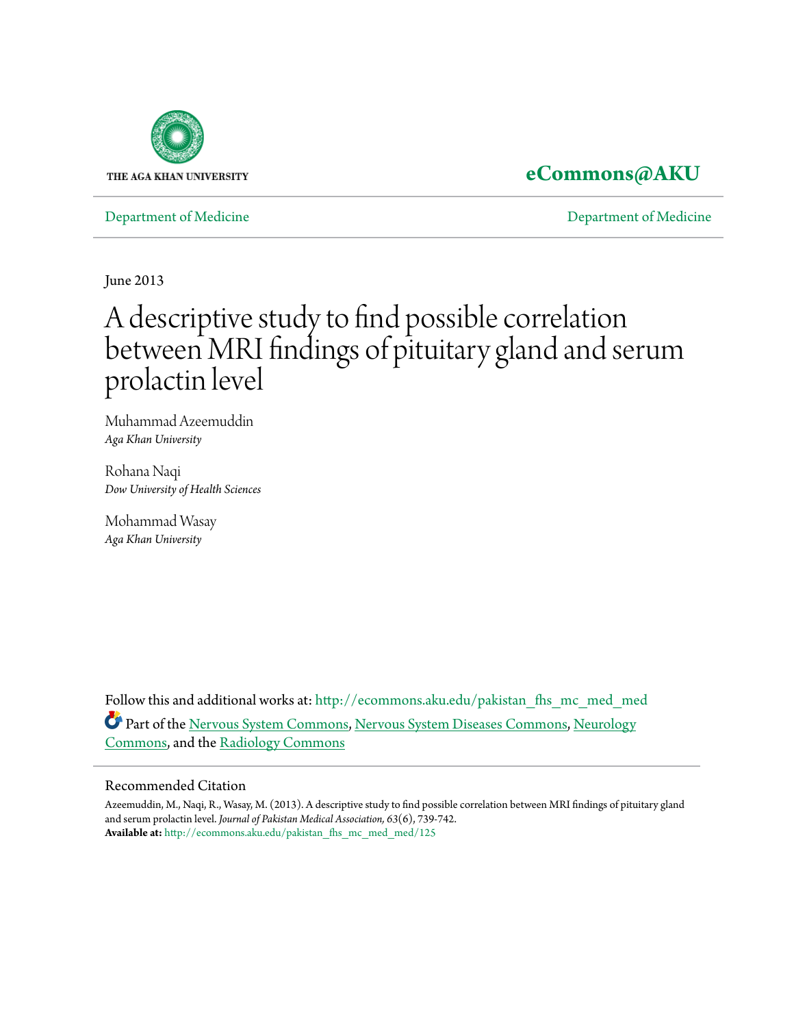THE AGA KHAN UNIVERSITY

**eCommons@AKU**

Department of Medicine — Department of Medicine

June 2013

# A descriptive study to find possible correlation between MRI findings of pituitary gland and serum prolactin level

Muhammad Azeemuddin
*Aga Khan University*

Rohana Naqi
*Dow University of Health Sciences*

Mohammad Wasay
*Aga Khan University*

Follow this and additional works at: http://ecommons.aku.edu/pakistan_fhs_mc_med_med

Part of the Nervous System Commons, Nervous System Diseases Commons, Neurology Commons, and the Radiology Commons

## Recommended Citation

Azeemuddin, M., Naqi, R., Wasay, M. (2013). A descriptive study to find possible correlation between MRI findings of pituitary gland and serum prolactin level. *Journal of Pakistan Medical Association, 63*(6), 739-742.
**Available at:** http://ecommons.aku.edu/pakistan_fhs_mc_med_med/125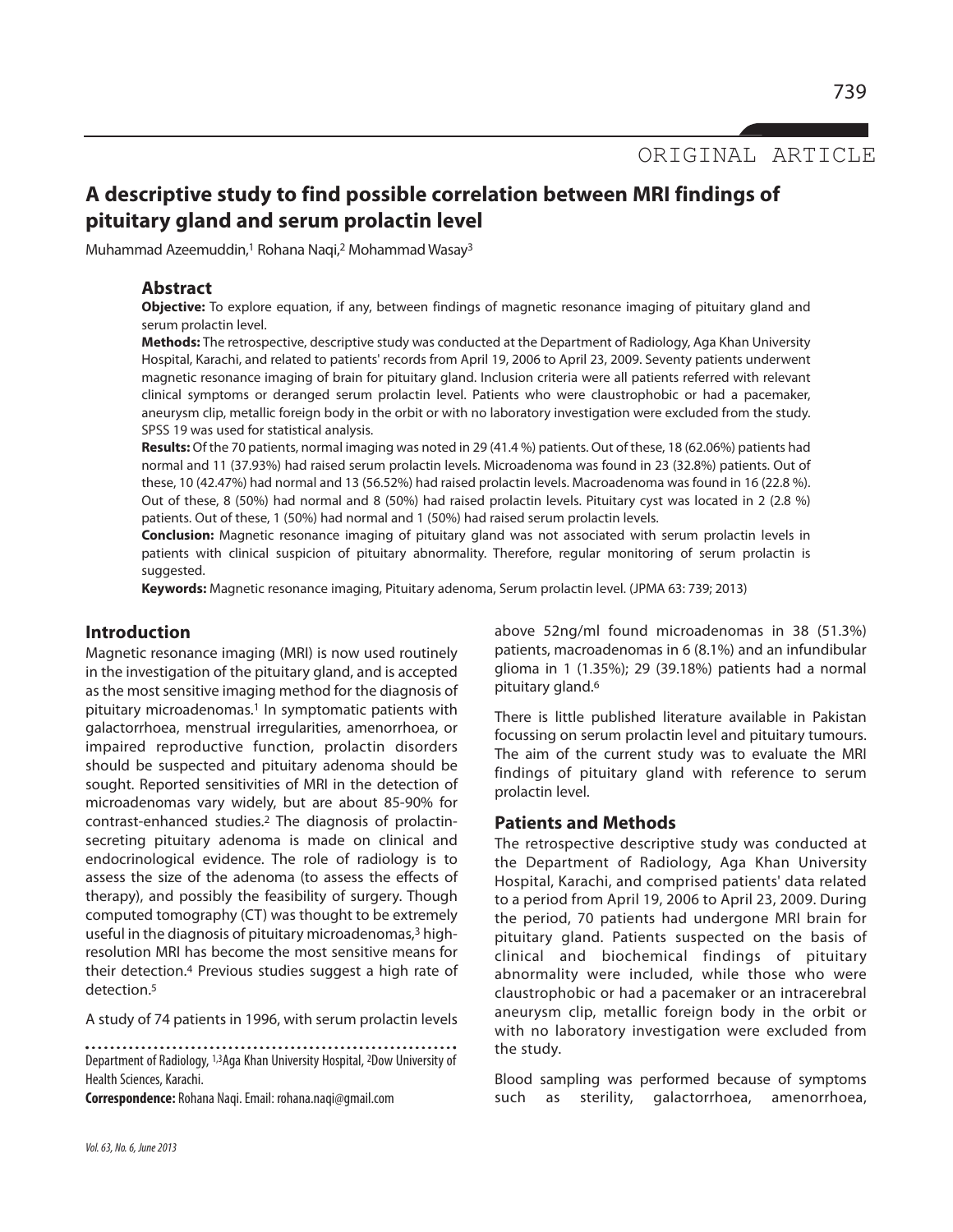ORIGINAL ARTICLE

# A descriptive study to find possible correlation between MRI findings of pituitary gland and serum prolactin level

Muhammad Azeemuddin,[1] Rohana Naqi,[2] Mohammad Wasay[3]

## Abstract

**Objective:** To explore equation, if any, between findings of magnetic resonance imaging of pituitary gland and serum prolactin level.

**Methods:** The retrospective, descriptive study was conducted at the Department of Radiology, Aga Khan University Hospital, Karachi, and related to patients' records from April 19, 2006 to April 23, 2009. Seventy patients underwent magnetic resonance imaging of brain for pituitary gland. Inclusion criteria were all patients referred with relevant clinical symptoms or deranged serum prolactin level. Patients who were claustrophobic or had a pacemaker, aneurysm clip, metallic foreign body in the orbit or with no laboratory investigation were excluded from the study. SPSS 19 was used for statistical analysis.

**Results:** Of the 70 patients, normal imaging was noted in 29 (41.4 %) patients. Out of these, 18 (62.06%) patients had normal and 11 (37.93%) had raised serum prolactin levels. Microadenoma was found in 23 (32.8%) patients. Out of these, 10 (42.47%) had normal and 13 (56.52%) had raised prolactin levels. Macroadenoma was found in 16 (22.8 %). Out of these, 8 (50%) had normal and 8 (50%) had raised prolactin levels. Pituitary cyst was located in 2 (2.8 %) patients. Out of these, 1 (50%) had normal and 1 (50%) had raised serum prolactin levels.

**Conclusion:** Magnetic resonance imaging of pituitary gland was not associated with serum prolactin levels in patients with clinical suspicion of pituitary abnormality. Therefore, regular monitoring of serum prolactin is suggested.

**Keywords:** Magnetic resonance imaging, Pituitary adenoma, Serum prolactin level. (JPMA 63: 739; 2013)

## Introduction

Magnetic resonance imaging (MRI) is now used routinely in the investigation of the pituitary gland, and is accepted as the most sensitive imaging method for the diagnosis of pituitary microadenomas.[1] In symptomatic patients with galactorrhoea, menstrual irregularities, amenorrhoea, or impaired reproductive function, prolactin disorders should be suspected and pituitary adenoma should be sought. Reported sensitivities of MRI in the detection of microadenomas vary widely, but are about 85-90% for contrast-enhanced studies.[2] The diagnosis of prolactin-secreting pituitary adenoma is made on clinical and endocrinological evidence. The role of radiology is to assess the size of the adenoma (to assess the effects of therapy), and possibly the feasibility of surgery. Though computed tomography (CT) was thought to be extremely useful in the diagnosis of pituitary microadenomas,[3] high-resolution MRI has become the most sensitive means for their detection.[4] Previous studies suggest a high rate of detection.[5]

A study of 74 patients in 1996, with serum prolactin levels above 52ng/ml found microadenomas in 38 (51.3%) patients, macroadenomas in 6 (8.1%) and an infundibular glioma in 1 (1.35%); 29 (39.18%) patients had a normal pituitary gland.[6]

There is little published literature available in Pakistan focussing on serum prolactin level and pituitary tumours. The aim of the current study was to evaluate the MRI findings of pituitary gland with reference to serum prolactin level.

## Patients and Methods

The retrospective descriptive study was conducted at the Department of Radiology, Aga Khan University Hospital, Karachi, and comprised patients' data related to a period from April 19, 2006 to April 23, 2009. During the period, 70 patients had undergone MRI brain for pituitary gland. Patients suspected on the basis of clinical and biochemical findings of pituitary abnormality were included, while those who were claustrophobic or had a pacemaker or an intracerebral aneurysm clip, metallic foreign body in the orbit or with no laboratory investigation were excluded from the study.

Blood sampling was performed because of symptoms such as sterility, galactorrhoea, amenorrhoea,

Department of Radiology, [1,3]Aga Khan University Hospital, [2]Dow University of Health Sciences, Karachi.

**Correspondence:** Rohana Naqi. Email: rohana.naqi@gmail.com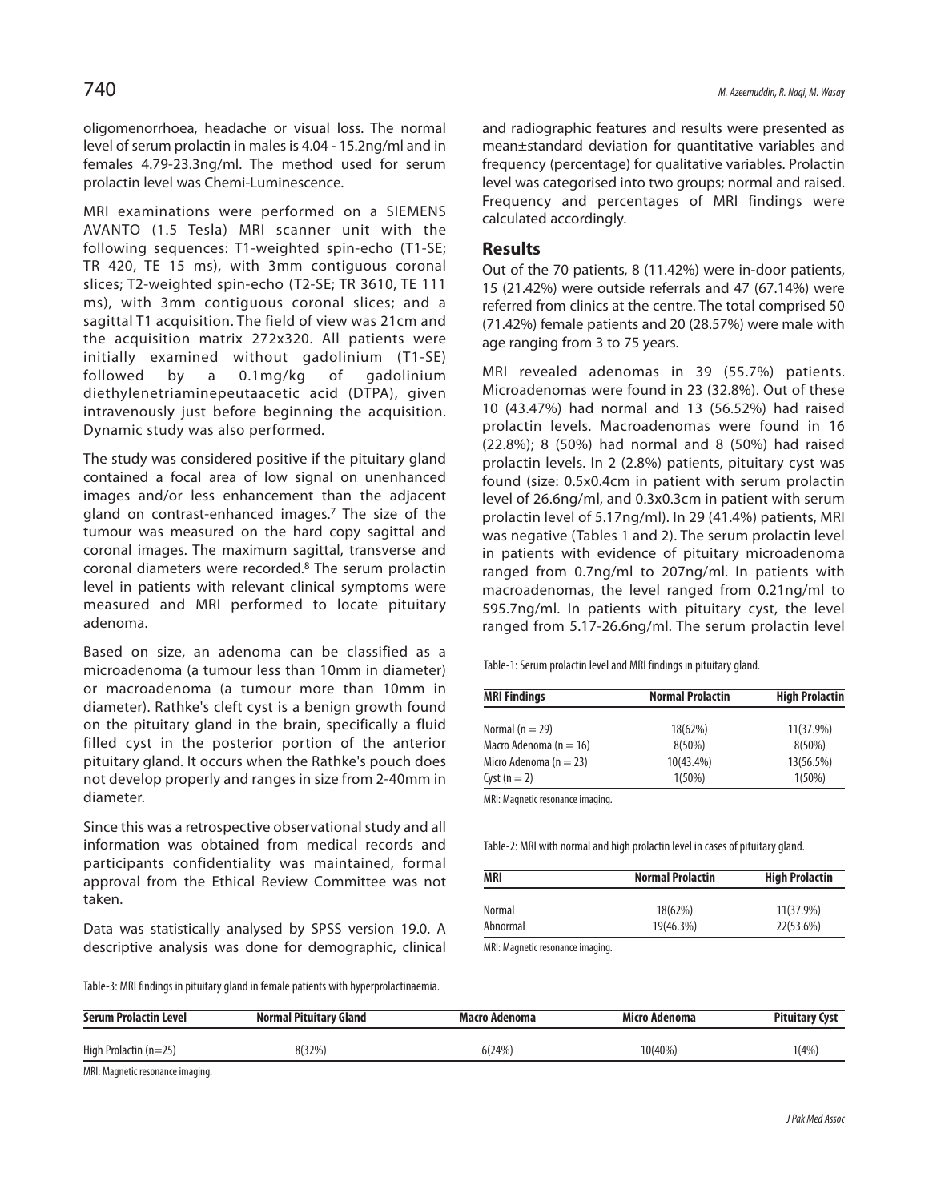oligomenorrhoea, headache or visual loss. The normal level of serum prolactin in males is 4.04 - 15.2ng/ml and in females 4.79-23.3ng/ml. The method used for serum prolactin level was Chemi-Luminescence.

MRI examinations were performed on a SIEMENS AVANTO (1.5 Tesla) MRI scanner unit with the following sequences: T1-weighted spin-echo (T1-SE; TR 420, TE 15 ms), with 3mm contiguous coronal slices; T2-weighted spin-echo (T2-SE; TR 3610, TE 111 ms), with 3mm contiguous coronal slices; and a sagittal T1 acquisition. The field of view was 21cm and the acquisition matrix 272x320. All patients were initially examined without gadolinium (T1-SE) followed by a 0.1mg/kg of gadolinium diethylenetriaminepeutaacetic acid (DTPA), given intravenously just before beginning the acquisition. Dynamic study was also performed.

The study was considered positive if the pituitary gland contained a focal area of low signal on unenhanced images and/or less enhancement than the adjacent gland on contrast-enhanced images.[7] The size of the tumour was measured on the hard copy sagittal and coronal images. The maximum sagittal, transverse and coronal diameters were recorded.[8] The serum prolactin level in patients with relevant clinical symptoms were measured and MRI performed to locate pituitary adenoma.

Based on size, an adenoma can be classified as a microadenoma (a tumour less than 10mm in diameter) or macroadenoma (a tumour more than 10mm in diameter). Rathke's cleft cyst is a benign growth found on the pituitary gland in the brain, specifically a fluid filled cyst in the posterior portion of the anterior pituitary gland. It occurs when the Rathke's pouch does not develop properly and ranges in size from 2-40mm in diameter.

Since this was a retrospective observational study and all information was obtained from medical records and participants confidentiality was maintained, formal approval from the Ethical Review Committee was not taken.

Data was statistically analysed by SPSS version 19.0. A descriptive analysis was done for demographic, clinical and radiographic features and results were presented as mean±standard deviation for quantitative variables and frequency (percentage) for qualitative variables. Prolactin level was categorised into two groups; normal and raised. Frequency and percentages of MRI findings were calculated accordingly.

## Results

Out of the 70 patients, 8 (11.42%) were in-door patients, 15 (21.42%) were outside referrals and 47 (67.14%) were referred from clinics at the centre. The total comprised 50 (71.42%) female patients and 20 (28.57%) were male with age ranging from 3 to 75 years.

MRI revealed adenomas in 39 (55.7%) patients. Microadenomas were found in 23 (32.8%). Out of these 10 (43.47%) had normal and 13 (56.52%) had raised prolactin levels. Macroadenomas were found in 16 (22.8%); 8 (50%) had normal and 8 (50%) had raised prolactin levels. In 2 (2.8%) patients, pituitary cyst was found (size: 0.5x0.4cm in patient with serum prolactin level of 26.6ng/ml, and 0.3x0.3cm in patient with serum prolactin level of 5.17ng/ml). In 29 (41.4%) patients, MRI was negative (Tables 1 and 2). The serum prolactin level in patients with evidence of pituitary microadenoma ranged from 0.7ng/ml to 207ng/ml. In patients with macroadenomas, the level ranged from 0.21ng/ml to 595.7ng/ml. In patients with pituitary cyst, the level ranged from 5.17-26.6ng/ml. The serum prolactin level

Table-1: Serum prolactin level and MRI findings in pituitary gland.

| MRI Findings | Normal Prolactin | High Prolactin |
|---|---|---|
| Normal (n = 29) | 18(62%) | 11(37.9%) |
| Macro Adenoma (n = 16) | 8(50%) | 8(50%) |
| Micro Adenoma (n = 23) | 10(43.4%) | 13(56.5%) |
| Cyst (n = 2) | 1(50%) | 1(50%) |

MRI: Magnetic resonance imaging.

Table-2: MRI with normal and high prolactin level in cases of pituitary gland.

| MRI | Normal Prolactin | High Prolactin |
|---|---|---|
| Normal | 18(62%) | 11(37.9%) |
| Abnormal | 19(46.3%) | 22(53.6%) |

MRI: Magnetic resonance imaging.

Table-3: MRI findings in pituitary gland in female patients with hyperprolactinaemia.

| Serum Prolactin Level | Normal Pituitary Gland | Macro Adenoma | Micro Adenoma | Pituitary Cyst |
|---|---|---|---|---|
| High Prolactin (n=25) | 8(32%) | 6(24%) | 10(40%) | 1(4%) |

MRI: Magnetic resonance imaging.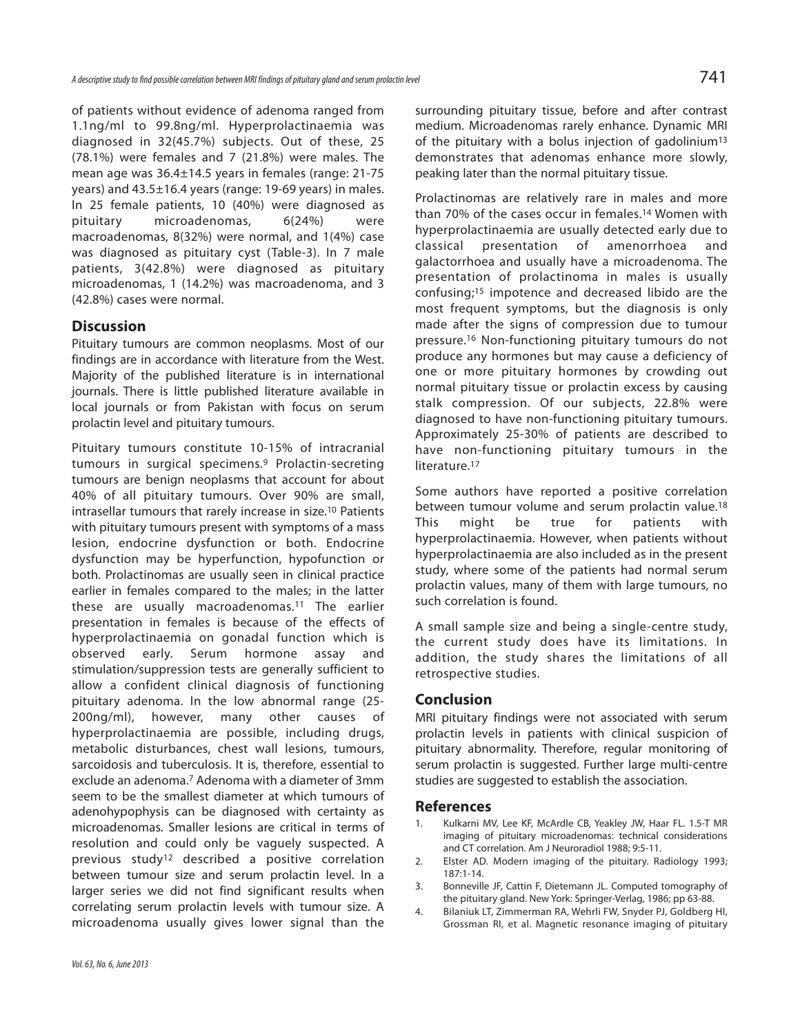of patients without evidence of adenoma ranged from 1.1ng/ml to 99.8ng/ml. Hyperprolactinaemia was diagnosed in 32(45.7%) subjects. Out of these, 25 (78.1%) were females and 7 (21.8%) were males. The mean age was 36.4±14.5 years in females (range: 21-75 years) and 43.5±16.4 years (range: 19-69 years) in males. In 25 female patients, 10 (40%) were diagnosed as pituitary microadenomas, 6(24%) were macroadenomas, 8(32%) were normal, and 1(4%) case was diagnosed as pituitary cyst (Table-3). In 7 male patients, 3(42.8%) were diagnosed as pituitary microadenomas, 1 (14.2%) was macroadenoma, and 3 (42.8%) cases were normal.

## Discussion

Pituitary tumours are common neoplasms. Most of our findings are in accordance with literature from the West. Majority of the published literature is in international journals. There is little published literature available in local journals or from Pakistan with focus on serum prolactin level and pituitary tumours.

Pituitary tumours constitute 10-15% of intracranial tumours in surgical specimens.[9] Prolactin-secreting tumours are benign neoplasms that account for about 40% of all pituitary tumours. Over 90% are small, intrasellar tumours that rarely increase in size.[10] Patients with pituitary tumours present with symptoms of a mass lesion, endocrine dysfunction or both. Endocrine dysfunction may be hyperfunction, hypofunction or both. Prolactinomas are usually seen in clinical practice earlier in females compared to the males; in the latter these are usually macroadenomas.[11] The earlier presentation in females is because of the effects of hyperprolactinaemia on gonadal function which is observed early. Serum hormone assay and stimulation/suppression tests are generally sufficient to allow a confident clinical diagnosis of functioning pituitary adenoma. In the low abnormal range (25-200ng/ml), however, many other causes of hyperprolactinaemia are possible, including drugs, metabolic disturbances, chest wall lesions, tumours, sarcoidosis and tuberculosis. It is, therefore, essential to exclude an adenoma.[7] Adenoma with a diameter of 3mm seem to be the smallest diameter at which tumours of adenohypophysis can be diagnosed with certainty as microadenomas. Smaller lesions are critical in terms of resolution and could only be vaguely suspected. A previous study[12] described a positive correlation between tumour size and serum prolactin level. In a larger series we did not find significant results when correlating serum prolactin levels with tumour size. A microadenoma usually gives lower signal than the surrounding pituitary tissue, before and after contrast medium. Microadenomas rarely enhance. Dynamic MRI of the pituitary with a bolus injection of gadolinium[13] demonstrates that adenomas enhance more slowly, peaking later than the normal pituitary tissue.

Prolactinomas are relatively rare in males and more than 70% of the cases occur in females.[14] Women with hyperprolactinaemia are usually detected early due to classical presentation of amenorrhoea and galactorrhoea and usually have a microadenoma. The presentation of prolactinoma in males is usually confusing;[15] impotence and decreased libido are the most frequent symptoms, but the diagnosis is only made after the signs of compression due to tumour pressure.[16] Non-functioning pituitary tumours do not produce any hormones but may cause a deficiency of one or more pituitary hormones by crowding out normal pituitary tissue or prolactin excess by causing stalk compression. Of our subjects, 22.8% were diagnosed to have non-functioning pituitary tumours. Approximately 25-30% of patients are described to have non-functioning pituitary tumours in the literature.[17]

Some authors have reported a positive correlation between tumour volume and serum prolactin value.[18] This might be true for patients with hyperprolactinaemia. However, when patients without hyperprolactinaemia are also included as in the present study, where some of the patients had normal serum prolactin values, many of them with large tumours, no such correlation is found.

A small sample size and being a single-centre study, the current study does have its limitations. In addition, the study shares the limitations of all retrospective studies.

## Conclusion

MRI pituitary findings were not associated with serum prolactin levels in patients with clinical suspicion of pituitary abnormality. Therefore, regular monitoring of serum prolactin is suggested. Further large multi-centre studies are suggested to establish the association.

## References

1. Kulkarni MV, Lee KF, McArdle CB, Yeakley JW, Haar FL. 1.5-T MR imaging of pituitary microadenomas: technical considerations and CT correlation. Am J Neuroradiol 1988; 9:5-11.
2. Elster AD. Modern imaging of the pituitary. Radiology 1993; 187:1-14.
3. Bonneville JF, Cattin F, Dietemann JL. Computed tomography of the pituitary gland. New York: Springer-Verlag, 1986; pp 63-88.
4. Bilaniuk LT, Zimmerman RA, Wehrli FW, Snyder PJ, Goldberg HI, Grossman RI, et al. Magnetic resonance imaging of pituitary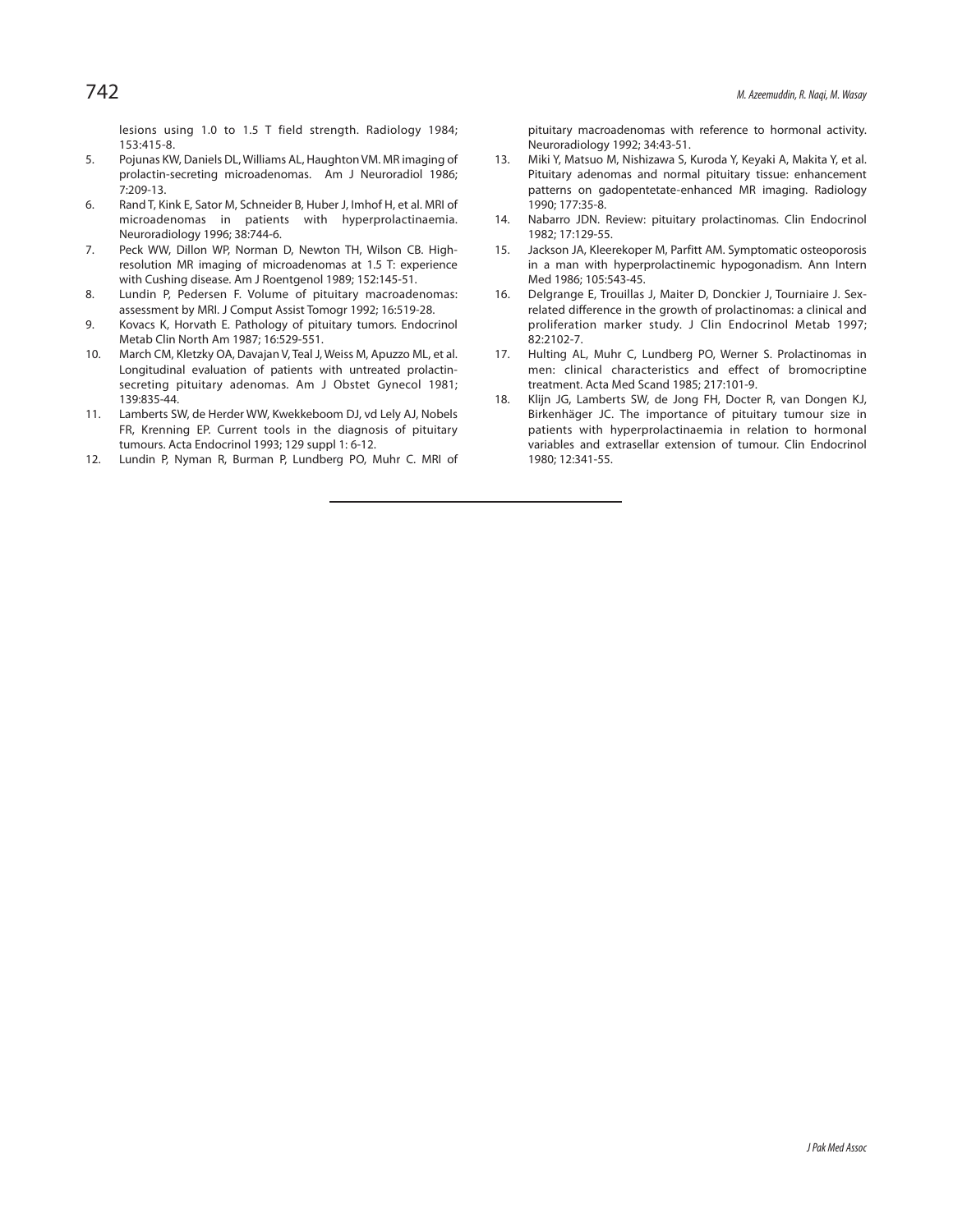lesions using 1.0 to 1.5 T field strength. Radiology 1984; 153:415-8.

5. Pojunas KW, Daniels DL, Williams AL, Haughton VM. MR imaging of prolactin-secreting microadenomas. Am J Neuroradiol 1986; 7:209-13.
6. Rand T, Kink E, Sator M, Schneider B, Huber J, Imhof H, et al. MRI of microadenomas in patients with hyperprolactinaemia. Neuroradiology 1996; 38:744-6.
7. Peck WW, Dillon WP, Norman D, Newton TH, Wilson CB. High-resolution MR imaging of microadenomas at 1.5 T: experience with Cushing disease. Am J Roentgenol 1989; 152:145-51.
8. Lundin P, Pedersen F. Volume of pituitary macroadenomas: assessment by MRI. J Comput Assist Tomogr 1992; 16:519-28.
9. Kovacs K, Horvath E. Pathology of pituitary tumors. Endocrinol Metab Clin North Am 1987; 16:529-551.
10. March CM, Kletzky OA, Davajan V, Teal J, Weiss M, Apuzzo ML, et al. Longitudinal evaluation of patients with untreated prolactin-secreting pituitary adenomas. Am J Obstet Gynecol 1981; 139:835-44.
11. Lamberts SW, de Herder WW, Kwekkeboom DJ, vd Lely AJ, Nobels FR, Krenning EP. Current tools in the diagnosis of pituitary tumours. Acta Endocrinol 1993; 129 suppl 1: 6-12.
12. Lundin P, Nyman R, Burman P, Lundberg PO, Muhr C. MRI of pituitary macroadenomas with reference to hormonal activity. Neuroradiology 1992; 34:43-51.
13. Miki Y, Matsuo M, Nishizawa S, Kuroda Y, Keyaki A, Makita Y, et al. Pituitary adenomas and normal pituitary tissue: enhancement patterns on gadopentetate-enhanced MR imaging. Radiology 1990; 177:35-8.
14. Nabarro JDN. Review: pituitary prolactinomas. Clin Endocrinol 1982; 17:129-55.
15. Jackson JA, Kleerekoper M, Parfitt AM. Symptomatic osteoporosis in a man with hyperprolactinemic hypogonadism. Ann Intern Med 1986; 105:543-45.
16. Delgrange E, Trouillas J, Maiter D, Donckier J, Tourniaire J. Sex-related difference in the growth of prolactinomas: a clinical and proliferation marker study. J Clin Endocrinol Metab 1997; 82:2102-7.
17. Hulting AL, Muhr C, Lundberg PO, Werner S. Prolactinomas in men: clinical characteristics and effect of bromocriptine treatment. Acta Med Scand 1985; 217:101-9.
18. Klijn JG, Lamberts SW, de Jong FH, Docter R, van Dongen KJ, Birkenhäger JC. The importance of pituitary tumour size in patients with hyperprolactinaemia in relation to hormonal variables and extrasellar extension of tumour. Clin Endocrinol 1980; 12:341-55.